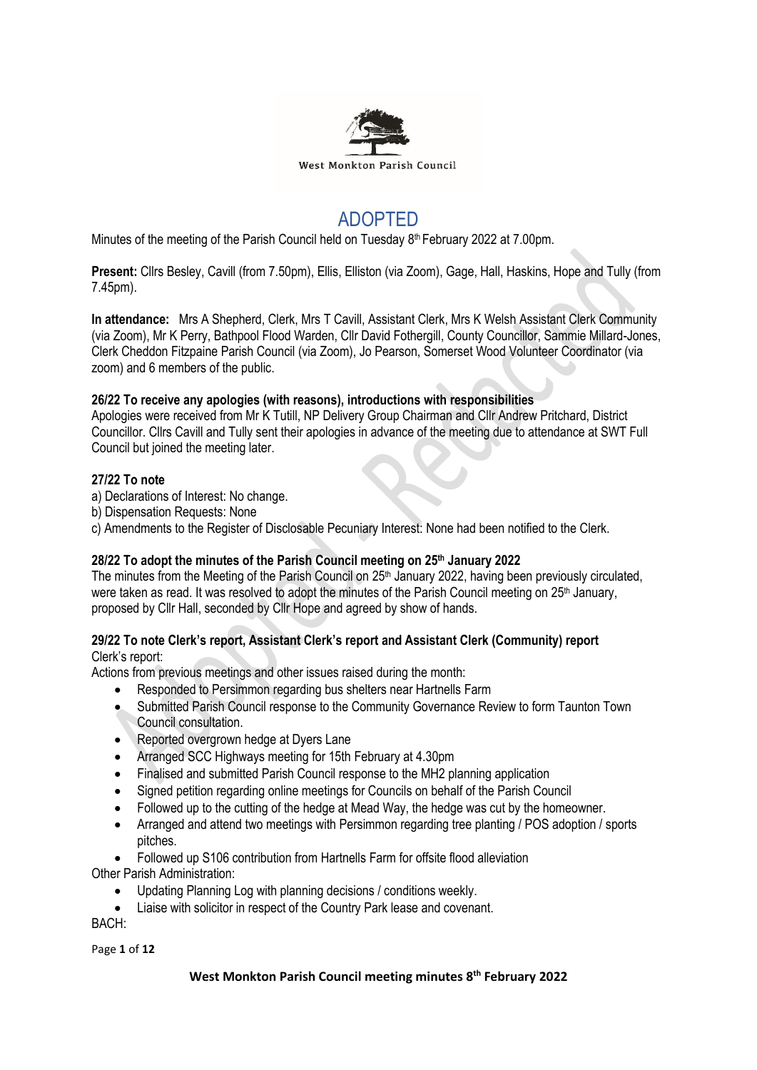West Monkton Parish Council

# ADOPTED

Minutes of the meeting of the Parish Council held on Tuesday 8th February 2022 at 7.00pm.

**Present:** Cllrs Besley, Cavill (from 7.50pm), Ellis, Elliston (via Zoom), Gage, Hall, Haskins, Hope and Tully (from 7.45pm).

**In attendance:** Mrs A Shepherd, Clerk, Mrs T Cavill, Assistant Clerk, Mrs K Welsh Assistant Clerk Community (via Zoom), Mr K Perry, Bathpool Flood Warden, Cllr David Fothergill, County Councillor, Sammie Millard-Jones, Clerk Cheddon Fitzpaine Parish Council (via Zoom), Jo Pearson, Somerset Wood Volunteer Coordinator (via zoom) and 6 members of the public.

**26/22 To receive any apologies (with reasons), introductions with responsibilities**

Apologies were received from Mr K Tutill, NP Delivery Group Chairman and Cllr Andrew Pritchard, District Councillor. Cllrs Cavill and Tully sent their apologies in advance of the meeting due to attendance at SWT Full Council but joined the meeting later.

**27/22 To note**

a) Declarations of Interest: No change.
b) Dispensation Requests: None
c) Amendments to the Register of Disclosable Pecuniary Interest: None had been notified to the Clerk.

**28/22 To adopt the minutes of the Parish Council meeting on 25th January 2022**

The minutes from the Meeting of the Parish Council on 25th January 2022, having been previously circulated, were taken as read. It was resolved to adopt the minutes of the Parish Council meeting on 25th January, proposed by Cllr Hall, seconded by Cllr Hope and agreed by show of hands.

**29/22 To note Clerk's report, Assistant Clerk's report and Assistant Clerk (Community) report**

Clerk's report:

Actions from previous meetings and other issues raised during the month:

- Responded to Persimmon regarding bus shelters near Hartnells Farm
- Submitted Parish Council response to the Community Governance Review to form Taunton Town Council consultation.
- Reported overgrown hedge at Dyers Lane
- Arranged SCC Highways meeting for 15th February at 4.30pm
- Finalised and submitted Parish Council response to the MH2 planning application
- Signed petition regarding online meetings for Councils on behalf of the Parish Council
- Followed up to the cutting of the hedge at Mead Way, the hedge was cut by the homeowner.
- Arranged and attend two meetings with Persimmon regarding tree planting / POS adoption / sports pitches.
- Followed up S106 contribution from Hartnells Farm for offsite flood alleviation

Other Parish Administration:

- Updating Planning Log with planning decisions / conditions weekly.
- Liaise with solicitor in respect of the Country Park lease and covenant.

BACH: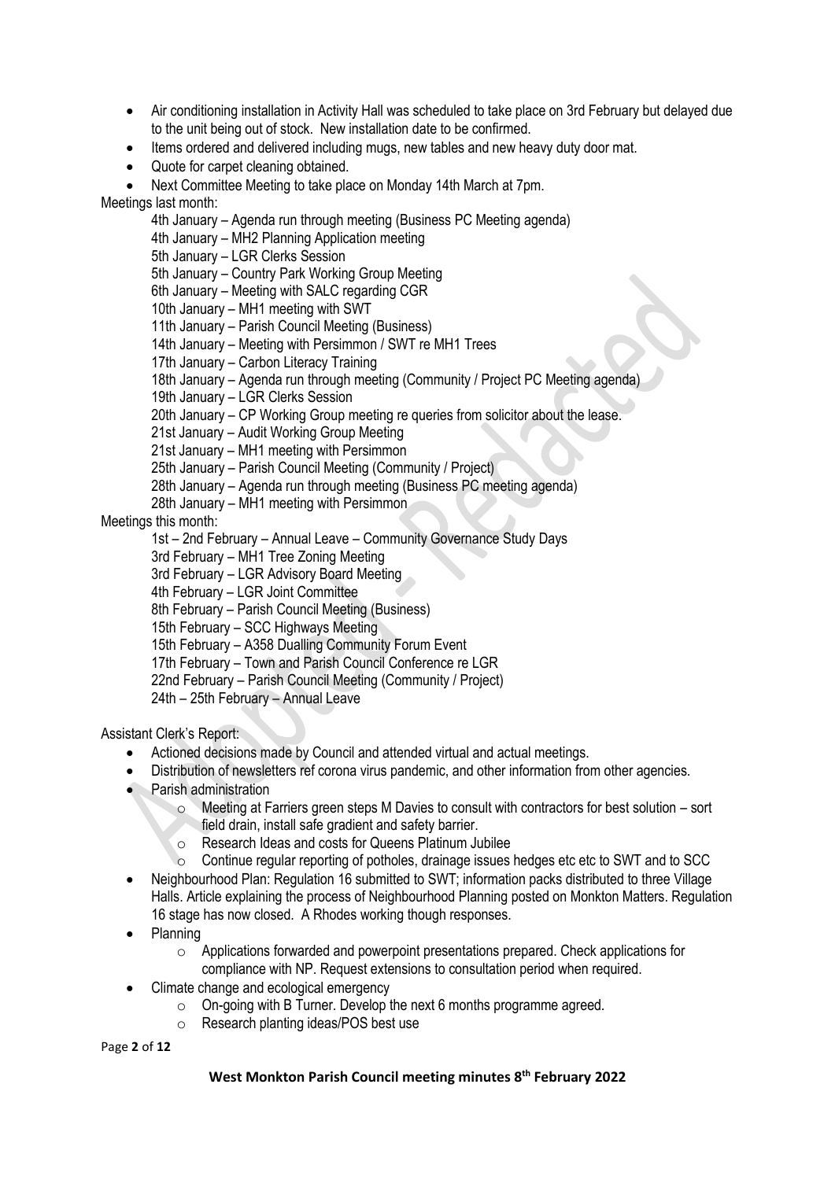- Air conditioning installation in Activity Hall was scheduled to take place on 3rd February but delayed due to the unit being out of stock. New installation date to be confirmed.
- Items ordered and delivered including mugs, new tables and new heavy duty door mat.
- Quote for carpet cleaning obtained.
- Next Committee Meeting to take place on Monday 14th March at 7pm.

Meetings last month:

4th January – Agenda run through meeting (Business PC Meeting agenda)
4th January – MH2 Planning Application meeting
5th January – LGR Clerks Session
5th January – Country Park Working Group Meeting
6th January – Meeting with SALC regarding CGR
10th January – MH1 meeting with SWT
11th January – Parish Council Meeting (Business)
14th January – Meeting with Persimmon / SWT re MH1 Trees
17th January – Carbon Literacy Training
18th January – Agenda run through meeting (Community / Project PC Meeting agenda)
19th January – LGR Clerks Session
20th January – CP Working Group meeting re queries from solicitor about the lease.
21st January – Audit Working Group Meeting
21st January – MH1 meeting with Persimmon
25th January – Parish Council Meeting (Community / Project)
28th January – Agenda run through meeting (Business PC meeting agenda)
28th January – MH1 meeting with Persimmon

Meetings this month:

1st – 2nd February – Annual Leave – Community Governance Study Days
3rd February – MH1 Tree Zoning Meeting
3rd February – LGR Advisory Board Meeting
4th February – LGR Joint Committee
8th February – Parish Council Meeting (Business)
15th February – SCC Highways Meeting
15th February – A358 Dualling Community Forum Event
17th February – Town and Parish Council Conference re LGR
22nd February – Parish Council Meeting (Community / Project)
24th – 25th February – Annual Leave

Assistant Clerk's Report:

- Actioned decisions made by Council and attended virtual and actual meetings.
- Distribution of newsletters ref corona virus pandemic, and other information from other agencies.
- Parish administration
  - Meeting at Farriers green steps M Davies to consult with contractors for best solution – sort field drain, install safe gradient and safety barrier.
  - Research Ideas and costs for Queens Platinum Jubilee
  - Continue regular reporting of potholes, drainage issues hedges etc etc to SWT and to SCC
- Neighbourhood Plan: Regulation 16 submitted to SWT; information packs distributed to three Village Halls. Article explaining the process of Neighbourhood Planning posted on Monkton Matters. Regulation 16 stage has now closed. A Rhodes working though responses.
- Planning
  - Applications forwarded and powerpoint presentations prepared. Check applications for compliance with NP. Request extensions to consultation period when required.
- Climate change and ecological emergency
  - On-going with B Turner. Develop the next 6 months programme agreed.
  - Research planting ideas/POS best use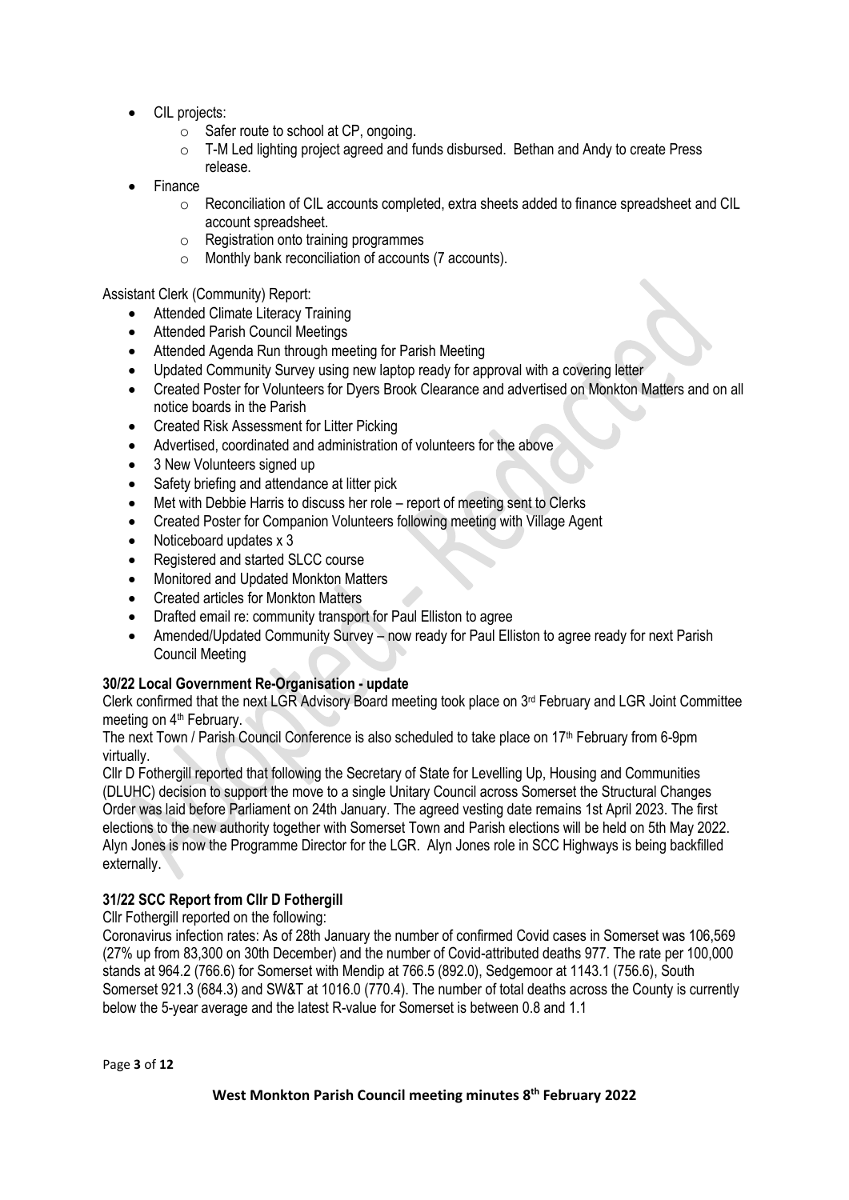- CIL projects:
  - Safer route to school at CP, ongoing.
  - T-M Led lighting project agreed and funds disbursed. Bethan and Andy to create Press release.
- Finance
  - Reconciliation of CIL accounts completed, extra sheets added to finance spreadsheet and CIL account spreadsheet.
  - Registration onto training programmes
  - Monthly bank reconciliation of accounts (7 accounts).

Assistant Clerk (Community) Report:

- Attended Climate Literacy Training
- Attended Parish Council Meetings
- Attended Agenda Run through meeting for Parish Meeting
- Updated Community Survey using new laptop ready for approval with a covering letter
- Created Poster for Volunteers for Dyers Brook Clearance and advertised on Monkton Matters and on all notice boards in the Parish
- Created Risk Assessment for Litter Picking
- Advertised, coordinated and administration of volunteers for the above
- 3 New Volunteers signed up
- Safety briefing and attendance at litter pick
- Met with Debbie Harris to discuss her role – report of meeting sent to Clerks
- Created Poster for Companion Volunteers following meeting with Village Agent
- Noticeboard updates x 3
- Registered and started SLCC course
- Monitored and Updated Monkton Matters
- Created articles for Monkton Matters
- Drafted email re: community transport for Paul Elliston to agree
- Amended/Updated Community Survey – now ready for Paul Elliston to agree ready for next Parish Council Meeting

**30/22 Local Government Re-Organisation - update**

Clerk confirmed that the next LGR Advisory Board meeting took place on 3rd February and LGR Joint Committee meeting on 4th February.

The next Town / Parish Council Conference is also scheduled to take place on 17th February from 6-9pm virtually.

Cllr D Fothergill reported that following the Secretary of State for Levelling Up, Housing and Communities (DLUHC) decision to support the move to a single Unitary Council across Somerset the Structural Changes Order was laid before Parliament on 24th January. The agreed vesting date remains 1st April 2023. The first elections to the new authority together with Somerset Town and Parish elections will be held on 5th May 2022. Alyn Jones is now the Programme Director for the LGR. Alyn Jones role in SCC Highways is being backfilled externally.

**31/22 SCC Report from Cllr D Fothergill**

Cllr Fothergill reported on the following:

Coronavirus infection rates: As of 28th January the number of confirmed Covid cases in Somerset was 106,569 (27% up from 83,300 on 30th December) and the number of Covid-attributed deaths 977. The rate per 100,000 stands at 964.2 (766.6) for Somerset with Mendip at 766.5 (892.0), Sedgemoor at 1143.1 (756.6), South Somerset 921.3 (684.3) and SW&T at 1016.0 (770.4). The number of total deaths across the County is currently below the 5-year average and the latest R-value for Somerset is between 0.8 and 1.1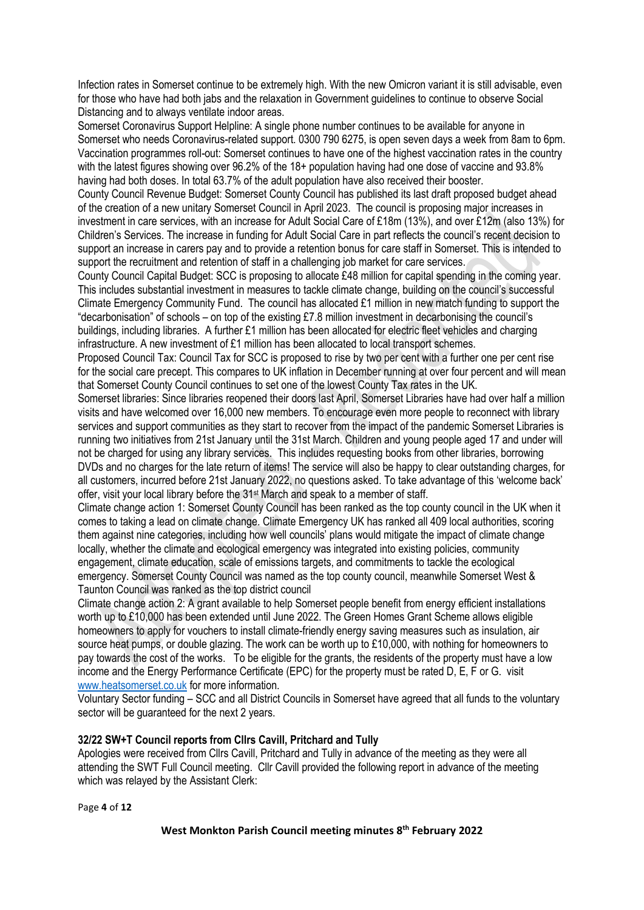Infection rates in Somerset continue to be extremely high. With the new Omicron variant it is still advisable, even for those who have had both jabs and the relaxation in Government guidelines to continue to observe Social Distancing and to always ventilate indoor areas.

Somerset Coronavirus Support Helpline: A single phone number continues to be available for anyone in Somerset who needs Coronavirus-related support. 0300 790 6275, is open seven days a week from 8am to 6pm.

Vaccination programmes roll-out: Somerset continues to have one of the highest vaccination rates in the country with the latest figures showing over 96.2% of the 18+ population having had one dose of vaccine and 93.8% having had both doses. In total 63.7% of the adult population have also received their booster.

County Council Revenue Budget: Somerset County Council has published its last draft proposed budget ahead of the creation of a new unitary Somerset Council in April 2023. The council is proposing major increases in investment in care services, with an increase for Adult Social Care of £18m (13%), and over £12m (also 13%) for Children's Services. The increase in funding for Adult Social Care in part reflects the council's recent decision to support an increase in carers pay and to provide a retention bonus for care staff in Somerset. This is intended to support the recruitment and retention of staff in a challenging job market for care services.

County Council Capital Budget: SCC is proposing to allocate £48 million for capital spending in the coming year. This includes substantial investment in measures to tackle climate change, building on the council's successful Climate Emergency Community Fund. The council has allocated £1 million in new match funding to support the "decarbonisation" of schools – on top of the existing £7.8 million investment in decarbonising the council's buildings, including libraries. A further £1 million has been allocated for electric fleet vehicles and charging infrastructure. A new investment of £1 million has been allocated to local transport schemes.

Proposed Council Tax: Council Tax for SCC is proposed to rise by two per cent with a further one per cent rise for the social care precept. This compares to UK inflation in December running at over four percent and will mean that Somerset County Council continues to set one of the lowest County Tax rates in the UK.

Somerset libraries: Since libraries reopened their doors last April, Somerset Libraries have had over half a million visits and have welcomed over 16,000 new members. To encourage even more people to reconnect with library services and support communities as they start to recover from the impact of the pandemic Somerset Libraries is running two initiatives from 21st January until the 31st March. Children and young people aged 17 and under will not be charged for using any library services. This includes requesting books from other libraries, borrowing DVDs and no charges for the late return of items! The service will also be happy to clear outstanding charges, for all customers, incurred before 21st January 2022, no questions asked. To take advantage of this 'welcome back' offer, visit your local library before the 31st March and speak to a member of staff.

Climate change action 1: Somerset County Council has been ranked as the top county council in the UK when it comes to taking a lead on climate change. Climate Emergency UK has ranked all 409 local authorities, scoring them against nine categories, including how well councils' plans would mitigate the impact of climate change locally, whether the climate and ecological emergency was integrated into existing policies, community engagement, climate education, scale of emissions targets, and commitments to tackle the ecological emergency. Somerset County Council was named as the top county council, meanwhile Somerset West & Taunton Council was ranked as the top district council

Climate change action 2: A grant available to help Somerset people benefit from energy efficient installations worth up to £10,000 has been extended until June 2022. The Green Homes Grant Scheme allows eligible homeowners to apply for vouchers to install climate-friendly energy saving measures such as insulation, air source heat pumps, or double glazing. The work can be worth up to £10,000, with nothing for homeowners to pay towards the cost of the works. To be eligible for the grants, the residents of the property must have a low income and the Energy Performance Certificate (EPC) for the property must be rated D, E, F or G. visit [www.heatsomerset.co.uk](www.heatsomerset.co.uk) for more information.

Voluntary Sector funding – SCC and all District Councils in Somerset have agreed that all funds to the voluntary sector will be guaranteed for the next 2 years.

### 32/22 SW+T Council reports from Cllrs Cavill, Pritchard and Tully

Apologies were received from Cllrs Cavill, Pritchard and Tully in advance of the meeting as they were all attending the SWT Full Council meeting. Cllr Cavill provided the following report in advance of the meeting which was relayed by the Assistant Clerk: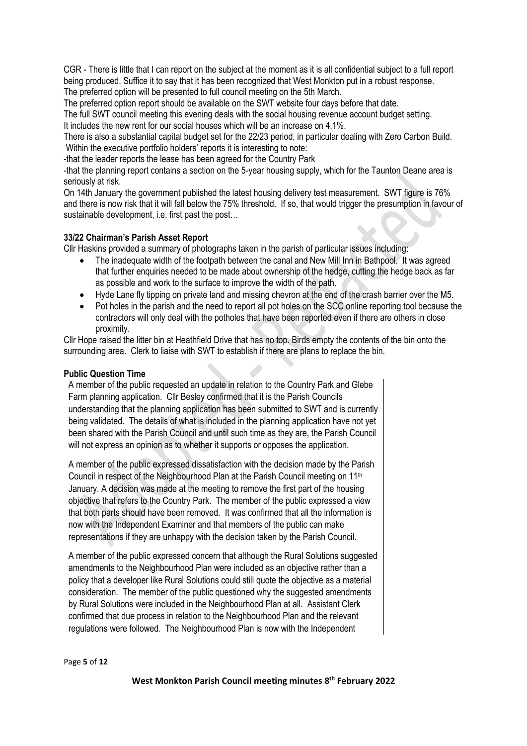CGR - There is little that I can report on the subject at the moment as it is all confidential subject to a full report being produced. Suffice it to say that it has been recognized that West Monkton put in a robust response.
The preferred option will be presented to full council meeting on the 5th March.
The preferred option report should be available on the SWT website four days before that date.
The full SWT council meeting this evening deals with the social housing revenue account budget setting.
It includes the new rent for our social houses which will be an increase on 4.1%.
There is also a substantial capital budget set for the 22/23 period, in particular dealing with Zero Carbon Build.
Within the executive portfolio holders' reports it is interesting to note:
-that the leader reports the lease has been agreed for the Country Park
-that the planning report contains a section on the 5-year housing supply, which for the Taunton Deane area is seriously at risk.
On 14th January the government published the latest housing delivery test measurement. SWT figure is 76% and there is now risk that it will fall below the 75% threshold. If so, that would trigger the presumption in favour of sustainable development, i.e. first past the post…

**33/22 Chairman's Parish Asset Report**

Cllr Haskins provided a summary of photographs taken in the parish of particular issues including:

- The inadequate width of the footpath between the canal and New Mill Inn in Bathpool. It was agreed that further enquiries needed to be made about ownership of the hedge, cutting the hedge back as far as possible and work to the surface to improve the width of the path.
- Hyde Lane fly tipping on private land and missing chevron at the end of the crash barrier over the M5.
- Pot holes in the parish and the need to report all pot holes on the SCC online reporting tool because the contractors will only deal with the potholes that have been reported even if there are others in close proximity.

Cllr Hope raised the litter bin at Heathfield Drive that has no top. Birds empty the contents of the bin onto the surrounding area. Clerk to liaise with SWT to establish if there are plans to replace the bin.

**Public Question Time**

A member of the public requested an update in relation to the Country Park and Glebe Farm planning application. Cllr Besley confirmed that it is the Parish Councils understanding that the planning application has been submitted to SWT and is currently being validated. The details of what is included in the planning application have not yet been shared with the Parish Council and until such time as they are, the Parish Council will not express an opinion as to whether it supports or opposes the application.

A member of the public expressed dissatisfaction with the decision made by the Parish Council in respect of the Neighbourhood Plan at the Parish Council meeting on 11th January. A decision was made at the meeting to remove the first part of the housing objective that refers to the Country Park. The member of the public expressed a view that both parts should have been removed. It was confirmed that all the information is now with the Independent Examiner and that members of the public can make representations if they are unhappy with the decision taken by the Parish Council.

A member of the public expressed concern that although the Rural Solutions suggested amendments to the Neighbourhood Plan were included as an objective rather than a policy that a developer like Rural Solutions could still quote the objective as a material consideration. The member of the public questioned why the suggested amendments by Rural Solutions were included in the Neighbourhood Plan at all. Assistant Clerk confirmed that due process in relation to the Neighbourhood Plan and the relevant regulations were followed. The Neighbourhood Plan is now with the Independent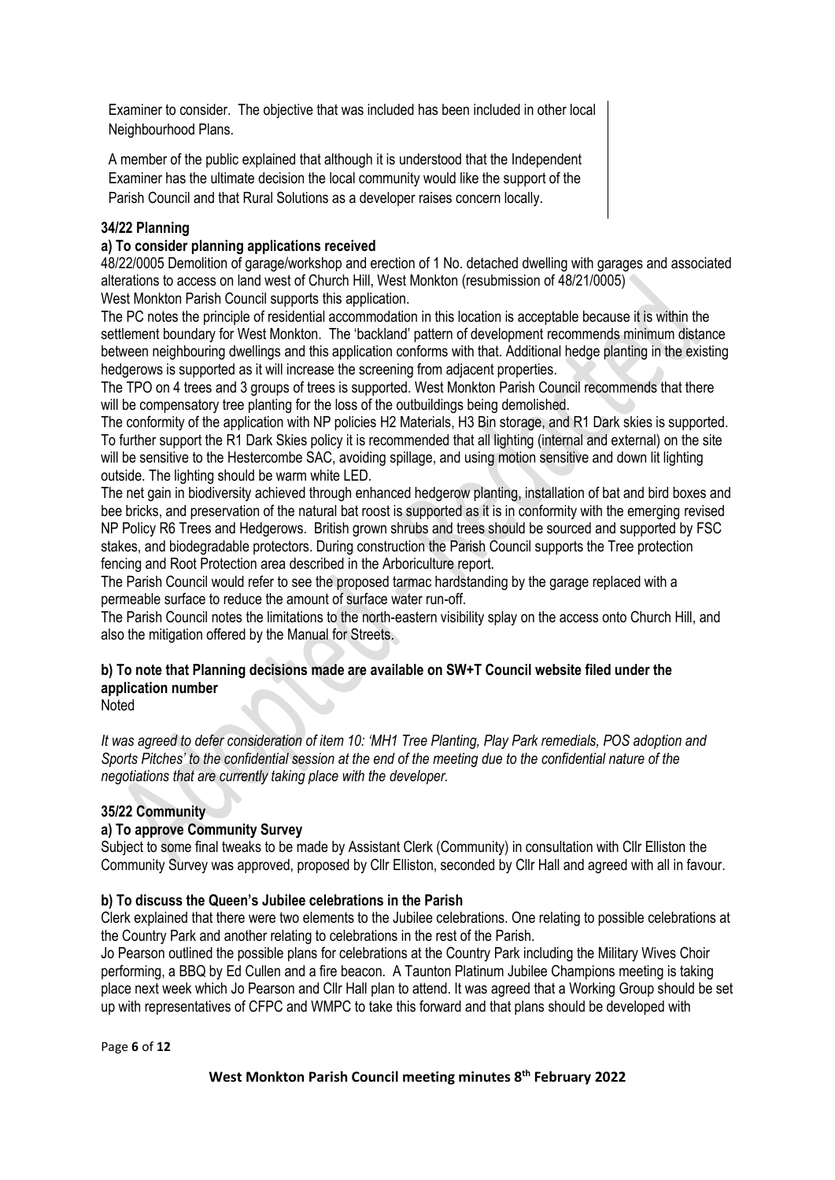Examiner to consider. The objective that was included has been included in other local Neighbourhood Plans.

A member of the public explained that although it is understood that the Independent Examiner has the ultimate decision the local community would like the support of the Parish Council and that Rural Solutions as a developer raises concern locally.

**34/22 Planning**

**a) To consider planning applications received**

48/22/0005 Demolition of garage/workshop and erection of 1 No. detached dwelling with garages and associated alterations to access on land west of Church Hill, West Monkton (resubmission of 48/21/0005)
West Monkton Parish Council supports this application.

The PC notes the principle of residential accommodation in this location is acceptable because it is within the settlement boundary for West Monkton. The 'backland' pattern of development recommends minimum distance between neighbouring dwellings and this application conforms with that. Additional hedge planting in the existing hedgerows is supported as it will increase the screening from adjacent properties.

The TPO on 4 trees and 3 groups of trees is supported. West Monkton Parish Council recommends that there will be compensatory tree planting for the loss of the outbuildings being demolished.

The conformity of the application with NP policies H2 Materials, H3 Bin storage, and R1 Dark skies is supported. To further support the R1 Dark Skies policy it is recommended that all lighting (internal and external) on the site will be sensitive to the Hestercombe SAC, avoiding spillage, and using motion sensitive and down lit lighting outside. The lighting should be warm white LED.

The net gain in biodiversity achieved through enhanced hedgerow planting, installation of bat and bird boxes and bee bricks, and preservation of the natural bat roost is supported as it is in conformity with the emerging revised NP Policy R6 Trees and Hedgerows. British grown shrubs and trees should be sourced and supported by FSC stakes, and biodegradable protectors. During construction the Parish Council supports the Tree protection fencing and Root Protection area described in the Arboriculture report.

The Parish Council would refer to see the proposed tarmac hardstanding by the garage replaced with a permeable surface to reduce the amount of surface water run-off.

The Parish Council notes the limitations to the north-eastern visibility splay on the access onto Church Hill, and also the mitigation offered by the Manual for Streets.

**b) To note that Planning decisions made are available on SW+T Council website filed under the application number**

Noted

*It was agreed to defer consideration of item 10: 'MH1 Tree Planting, Play Park remedials, POS adoption and Sports Pitches' to the confidential session at the end of the meeting due to the confidential nature of the negotiations that are currently taking place with the developer.*

**35/22 Community**

**a) To approve Community Survey**

Subject to some final tweaks to be made by Assistant Clerk (Community) in consultation with Cllr Elliston the Community Survey was approved, proposed by Cllr Elliston, seconded by Cllr Hall and agreed with all in favour.

**b) To discuss the Queen's Jubilee celebrations in the Parish**

Clerk explained that there were two elements to the Jubilee celebrations. One relating to possible celebrations at the Country Park and another relating to celebrations in the rest of the Parish.

Jo Pearson outlined the possible plans for celebrations at the Country Park including the Military Wives Choir performing, a BBQ by Ed Cullen and a fire beacon. A Taunton Platinum Jubilee Champions meeting is taking place next week which Jo Pearson and Cllr Hall plan to attend. It was agreed that a Working Group should be set up with representatives of CFPC and WMPC to take this forward and that plans should be developed with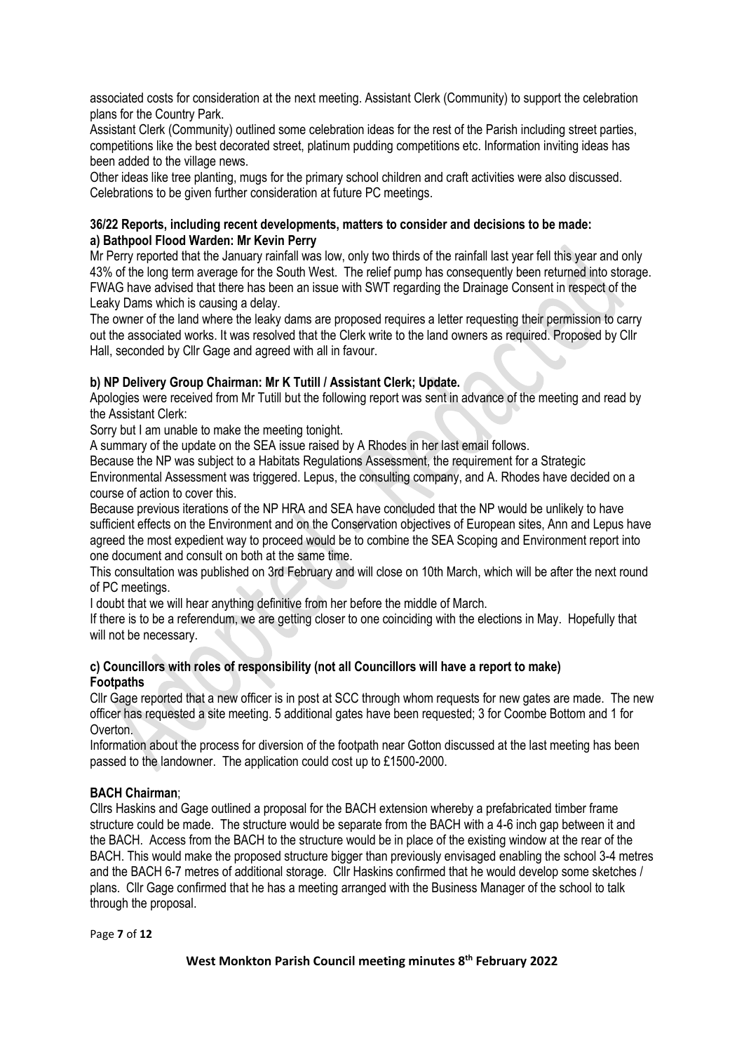associated costs for consideration at the next meeting. Assistant Clerk (Community) to support the celebration plans for the Country Park.

Assistant Clerk (Community) outlined some celebration ideas for the rest of the Parish including street parties, competitions like the best decorated street, platinum pudding competitions etc. Information inviting ideas has been added to the village news.

Other ideas like tree planting, mugs for the primary school children and craft activities were also discussed. Celebrations to be given further consideration at future PC meetings.

**36/22 Reports, including recent developments, matters to consider and decisions to be made:**

**a) Bathpool Flood Warden: Mr Kevin Perry**

Mr Perry reported that the January rainfall was low, only two thirds of the rainfall last year fell this year and only 43% of the long term average for the South West. The relief pump has consequently been returned into storage. FWAG have advised that there has been an issue with SWT regarding the Drainage Consent in respect of the Leaky Dams which is causing a delay.

The owner of the land where the leaky dams are proposed requires a letter requesting their permission to carry out the associated works. It was resolved that the Clerk write to the land owners as required. Proposed by Cllr Hall, seconded by Cllr Gage and agreed with all in favour.

**b) NP Delivery Group Chairman: Mr K Tutill / Assistant Clerk; Update.**

Apologies were received from Mr Tutill but the following report was sent in advance of the meeting and read by the Assistant Clerk:

Sorry but I am unable to make the meeting tonight.

A summary of the update on the SEA issue raised by A Rhodes in her last email follows.

Because the NP was subject to a Habitats Regulations Assessment, the requirement for a Strategic Environmental Assessment was triggered. Lepus, the consulting company, and A. Rhodes have decided on a course of action to cover this.

Because previous iterations of the NP HRA and SEA have concluded that the NP would be unlikely to have sufficient effects on the Environment and on the Conservation objectives of European sites, Ann and Lepus have agreed the most expedient way to proceed would be to combine the SEA Scoping and Environment report into one document and consult on both at the same time.

This consultation was published on 3rd February and will close on 10th March, which will be after the next round of PC meetings.

I doubt that we will hear anything definitive from her before the middle of March.

If there is to be a referendum, we are getting closer to one coinciding with the elections in May. Hopefully that will not be necessary.

**c) Councillors with roles of responsibility (not all Councillors will have a report to make)**

**Footpaths**

Cllr Gage reported that a new officer is in post at SCC through whom requests for new gates are made. The new officer has requested a site meeting. 5 additional gates have been requested; 3 for Coombe Bottom and 1 for Overton.

Information about the process for diversion of the footpath near Gotton discussed at the last meeting has been passed to the landowner. The application could cost up to £1500-2000.

**BACH Chairman**;

Cllrs Haskins and Gage outlined a proposal for the BACH extension whereby a prefabricated timber frame structure could be made. The structure would be separate from the BACH with a 4-6 inch gap between it and the BACH. Access from the BACH to the structure would be in place of the existing window at the rear of the BACH. This would make the proposed structure bigger than previously envisaged enabling the school 3-4 metres and the BACH 6-7 metres of additional storage. Cllr Haskins confirmed that he would develop some sketches / plans. Cllr Gage confirmed that he has a meeting arranged with the Business Manager of the school to talk through the proposal.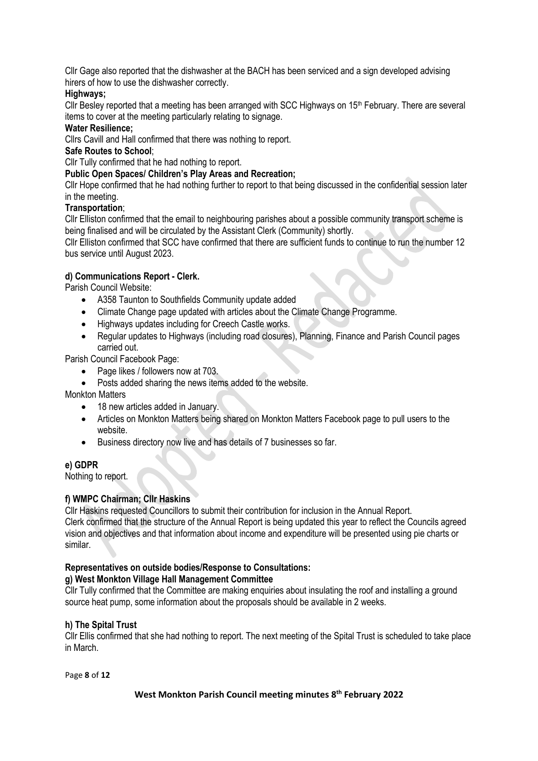Cllr Gage also reported that the dishwasher at the BACH has been serviced and a sign developed advising hirers of how to use the dishwasher correctly.

**Highways;**

Cllr Besley reported that a meeting has been arranged with SCC Highways on 15th February. There are several items to cover at the meeting particularly relating to signage.

**Water Resilience;**

Cllrs Cavill and Hall confirmed that there was nothing to report.

**Safe Routes to School**;

Cllr Tully confirmed that he had nothing to report.

**Public Open Spaces/ Children's Play Areas and Recreation;**

Cllr Hope confirmed that he had nothing further to report to that being discussed in the confidential session later in the meeting.

**Transportation**;

Cllr Elliston confirmed that the email to neighbouring parishes about a possible community transport scheme is being finalised and will be circulated by the Assistant Clerk (Community) shortly.

Cllr Elliston confirmed that SCC have confirmed that there are sufficient funds to continue to run the number 12 bus service until August 2023.

**d) Communications Report - Clerk.**

Parish Council Website:

- A358 Taunton to Southfields Community update added
- Climate Change page updated with articles about the Climate Change Programme.
- Highways updates including for Creech Castle works.
- Regular updates to Highways (including road closures), Planning, Finance and Parish Council pages carried out.

Parish Council Facebook Page:

- Page likes / followers now at 703.
- Posts added sharing the news items added to the website.

Monkton Matters

- 18 new articles added in January.
- Articles on Monkton Matters being shared on Monkton Matters Facebook page to pull users to the website.
- Business directory now live and has details of 7 businesses so far.

**e) GDPR**

Nothing to report.

**f) WMPC Chairman; Cllr Haskins**

Cllr Haskins requested Councillors to submit their contribution for inclusion in the Annual Report.

Clerk confirmed that the structure of the Annual Report is being updated this year to reflect the Councils agreed vision and objectives and that information about income and expenditure will be presented using pie charts or similar.

**Representatives on outside bodies/Response to Consultations:**

**g) West Monkton Village Hall Management Committee**

Cllr Tully confirmed that the Committee are making enquiries about insulating the roof and installing a ground source heat pump, some information about the proposals should be available in 2 weeks.

**h) The Spital Trust**

Cllr Ellis confirmed that she had nothing to report. The next meeting of the Spital Trust is scheduled to take place in March.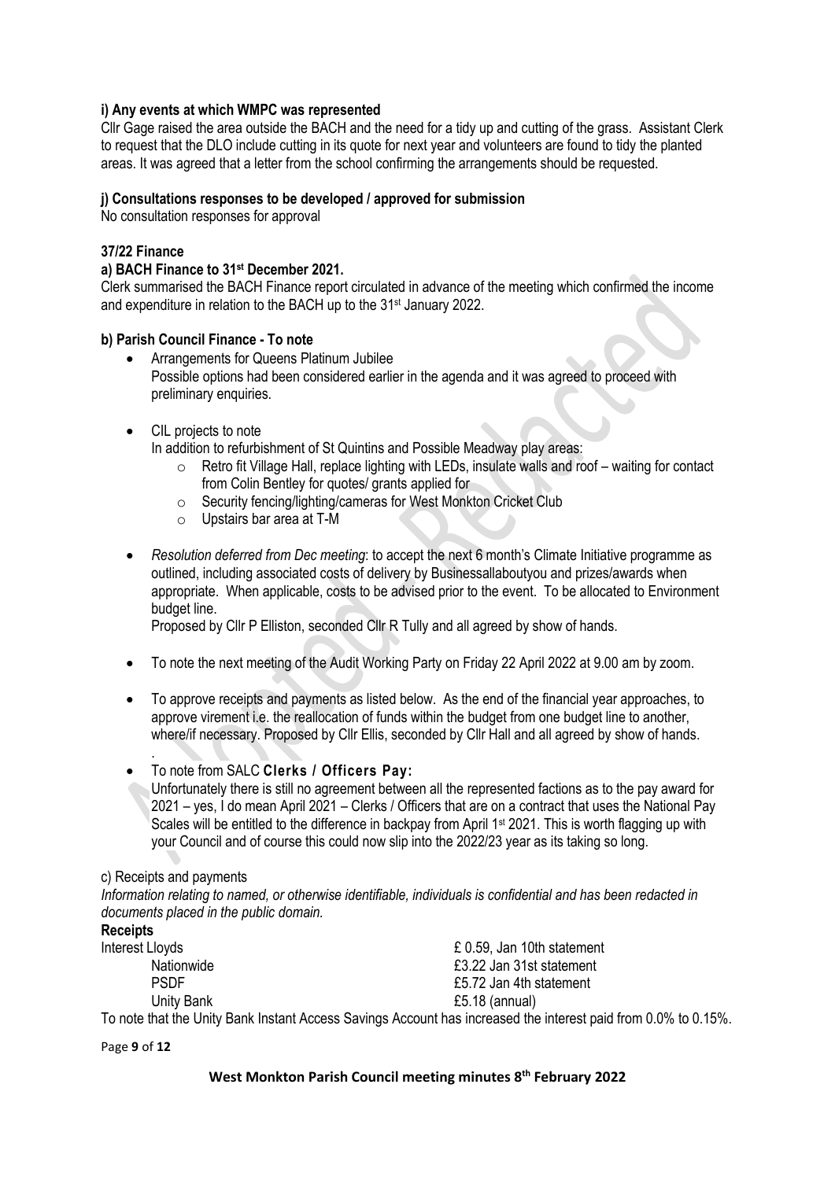**i) Any events at which WMPC was represented**

Cllr Gage raised the area outside the BACH and the need for a tidy up and cutting of the grass. Assistant Clerk to request that the DLO include cutting in its quote for next year and volunteers are found to tidy the planted areas. It was agreed that a letter from the school confirming the arrangements should be requested.

**j) Consultations responses to be developed / approved for submission**

No consultation responses for approval

**37/22 Finance**

**a) BACH Finance to 31st December 2021.**

Clerk summarised the BACH Finance report circulated in advance of the meeting which confirmed the income and expenditure in relation to the BACH up to the 31st January 2022.

**b) Parish Council Finance - To note**

- Arrangements for Queens Platinum Jubilee
  Possible options had been considered earlier in the agenda and it was agreed to proceed with preliminary enquiries.

- CIL projects to note
  In addition to refurbishment of St Quintins and Possible Meadway play areas:
  - Retro fit Village Hall, replace lighting with LEDs, insulate walls and roof – waiting for contact from Colin Bentley for quotes/ grants applied for
  - Security fencing/lighting/cameras for West Monkton Cricket Club
  - Upstairs bar area at T-M

- *Resolution deferred from Dec meeting*: to accept the next 6 month's Climate Initiative programme as outlined, including associated costs of delivery by Businessallaboutyou and prizes/awards when appropriate. When applicable, costs to be advised prior to the event. To be allocated to Environment budget line.
  Proposed by Cllr P Elliston, seconded Cllr R Tully and all agreed by show of hands.

- To note the next meeting of the Audit Working Party on Friday 22 April 2022 at 9.00 am by zoom.

- To approve receipts and payments as listed below. As the end of the financial year approaches, to approve virement i.e. the reallocation of funds within the budget from one budget line to another, where/if necessary. Proposed by Cllr Ellis, seconded by Cllr Hall and all agreed by show of hands.
  .

- To note from SALC **Clerks / Officers Pay:**
  Unfortunately there is still no agreement between all the represented factions as to the pay award for 2021 – yes, I do mean April 2021 – Clerks / Officers that are on a contract that uses the National Pay Scales will be entitled to the difference in backpay from April 1st 2021. This is worth flagging up with your Council and of course this could now slip into the 2022/23 year as its taking so long.

c) Receipts and payments

*Information relating to named, or otherwise identifiable, individuals is confidential and has been redacted in documents placed in the public domain.*

**Receipts**

| | |
|---|---|
| Interest Lloyds | £ 0.59, Jan 10th statement |
| Nationwide | £3.22 Jan 31st statement |
| PSDF | £5.72 Jan 4th statement |
| Unity Bank | £5.18 (annual) |

To note that the Unity Bank Instant Access Savings Account has increased the interest paid from 0.0% to 0.15%.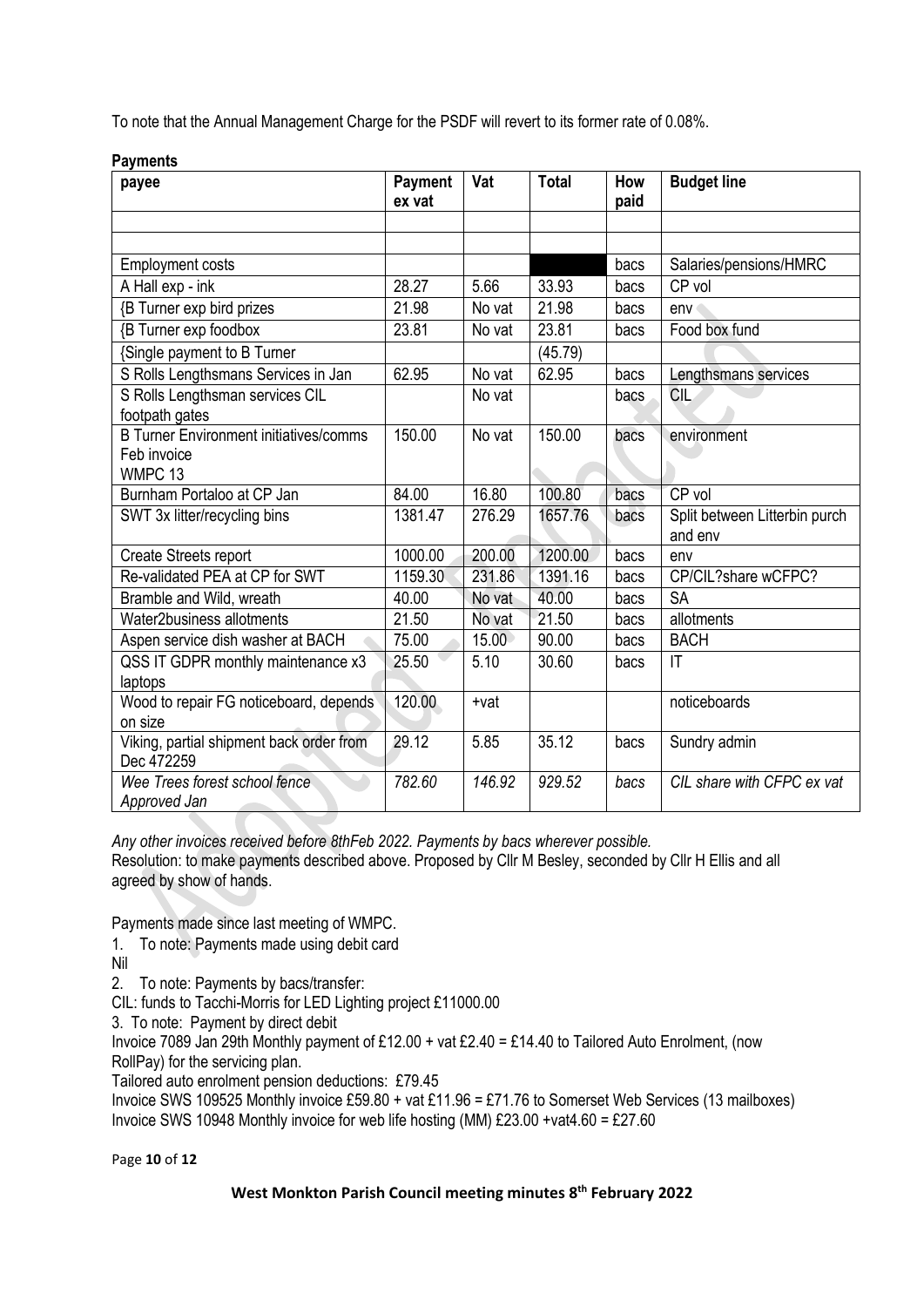To note that the Annual Management Charge for the PSDF will revert to its former rate of 0.08%.

**Payments**

| payee | Payment ex vat | Vat | Total | How paid | Budget line |
|---|---|---|---|---|---|
| | | | | | |
| | | | | | |
| Employment costs | | | | bacs | Salaries/pensions/HMRC |
| A Hall exp - ink | 28.27 | 5.66 | 33.93 | bacs | CP vol |
| {B Turner exp bird prizes | 21.98 | No vat | 21.98 | bacs | env |
| {B Turner exp foodbox | 23.81 | No vat | 23.81 | bacs | Food box fund |
| {Single payment to B Turner | | | (45.79) | | |
| S Rolls Lengthsmans Services in Jan | 62.95 | No vat | 62.95 | bacs | Lengthsmans services |
| S Rolls Lengthsman services CIL footpath gates | | No vat | | bacs | CIL |
| B Turner Environment initiatives/comms Feb invoice WMPC 13 | 150.00 | No vat | 150.00 | bacs | environment |
| Burnham Portaloo at CP Jan | 84.00 | 16.80 | 100.80 | bacs | CP vol |
| SWT 3x litter/recycling bins | 1381.47 | 276.29 | 1657.76 | bacs | Split between Litterbin purch and env |
| Create Streets report | 1000.00 | 200.00 | 1200.00 | bacs | env |
| Re-validated PEA at CP for SWT | 1159.30 | 231.86 | 1391.16 | bacs | CP/CIL?share wCFPC? |
| Bramble and Wild, wreath | 40.00 | No vat | 40.00 | bacs | SA |
| Water2business allotments | 21.50 | No vat | 21.50 | bacs | allotments |
| Aspen service dish washer at BACH | 75.00 | 15.00 | 90.00 | bacs | BACH |
| QSS IT GDPR monthly maintenance x3 laptops | 25.50 | 5.10 | 30.60 | bacs | IT |
| Wood to repair FG noticeboard, depends on size | 120.00 | +vat | | | noticeboards |
| Viking, partial shipment back order from Dec 472259 | 29.12 | 5.85 | 35.12 | bacs | Sundry admin |
| *Wee Trees forest school fence Approved Jan* | *782.60* | *146.92* | *929.52* | *bacs* | *CIL share with CFPC ex vat* |

*Any other invoices received before 8thFeb 2022. Payments by bacs wherever possible.*

Resolution: to make payments described above. Proposed by Cllr M Besley, seconded by Cllr H Ellis and all agreed by show of hands.

Payments made since last meeting of WMPC.

1. To note: Payments made using debit card

Nil

2. To note: Payments by bacs/transfer:

CIL: funds to Tacchi-Morris for LED Lighting project £11000.00

3. To note: Payment by direct debit

Invoice 7089 Jan 29th Monthly payment of £12.00 + vat £2.40 = £14.40 to Tailored Auto Enrolment, (now RollPay) for the servicing plan.

Tailored auto enrolment pension deductions: £79.45

Invoice SWS 109525 Monthly invoice £59.80 + vat £11.96 = £71.76 to Somerset Web Services (13 mailboxes)

Invoice SWS 10948 Monthly invoice for web life hosting (MM) £23.00 +vat4.60 = £27.60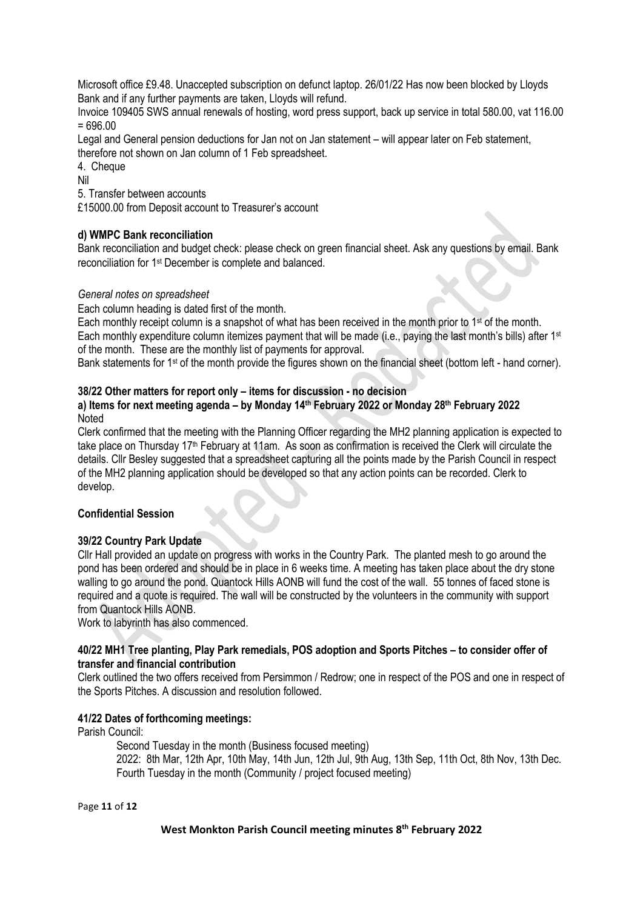Microsoft office £9.48. Unaccepted subscription on defunct laptop. 26/01/22 Has now been blocked by Lloyds Bank and if any further payments are taken, Lloyds will refund.

Invoice 109405 SWS annual renewals of hosting, word press support, back up service in total 580.00, vat 116.00 = 696.00

Legal and General pension deductions for Jan not on Jan statement – will appear later on Feb statement, therefore not shown on Jan column of 1 Feb spreadsheet.

4. Cheque

Nil

5. Transfer between accounts

£15000.00 from Deposit account to Treasurer's account

**d) WMPC Bank reconciliation**

Bank reconciliation and budget check: please check on green financial sheet. Ask any questions by email. Bank reconciliation for 1st December is complete and balanced.

*General notes on spreadsheet*

Each column heading is dated first of the month.

Each monthly receipt column is a snapshot of what has been received in the month prior to 1st of the month.
Each monthly expenditure column itemizes payment that will be made (i.e., paying the last month's bills) after 1st of the month. These are the monthly list of payments for approval.

Bank statements for 1st of the month provide the figures shown on the financial sheet (bottom left - hand corner).

**38/22 Other matters for report only – items for discussion - no decision**

**a) Items for next meeting agenda – by Monday 14th February 2022 or Monday 28th February 2022**

Noted

Clerk confirmed that the meeting with the Planning Officer regarding the MH2 planning application is expected to take place on Thursday 17th February at 11am. As soon as confirmation is received the Clerk will circulate the details. Cllr Besley suggested that a spreadsheet capturing all the points made by the Parish Council in respect of the MH2 planning application should be developed so that any action points can be recorded. Clerk to develop.

**Confidential Session**

**39/22 Country Park Update**

Cllr Hall provided an update on progress with works in the Country Park. The planted mesh to go around the pond has been ordered and should be in place in 6 weeks time. A meeting has taken place about the dry stone walling to go around the pond. Quantock Hills AONB will fund the cost of the wall. 55 tonnes of faced stone is required and a quote is required. The wall will be constructed by the volunteers in the community with support from Quantock Hills AONB.

Work to labyrinth has also commenced.

**40/22 MH1 Tree planting, Play Park remedials, POS adoption and Sports Pitches – to consider offer of transfer and financial contribution**

Clerk outlined the two offers received from Persimmon / Redrow; one in respect of the POS and one in respect of the Sports Pitches. A discussion and resolution followed.

**41/22 Dates of forthcoming meetings:**

Parish Council:

Second Tuesday in the month (Business focused meeting)

2022: 8th Mar, 12th Apr, 10th May, 14th Jun, 12th Jul, 9th Aug, 13th Sep, 11th Oct, 8th Nov, 13th Dec.

Fourth Tuesday in the month (Community / project focused meeting)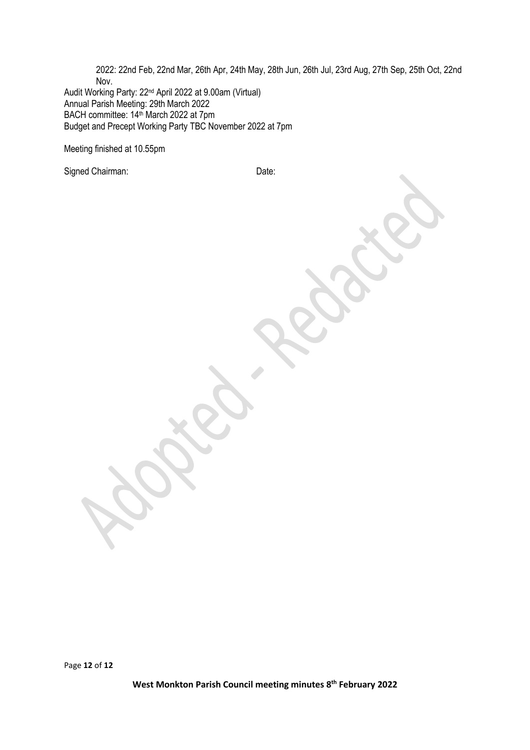2022: 22nd Feb, 22nd Mar, 26th Apr, 24th May, 28th Jun, 26th Jul, 23rd Aug, 27th Sep, 25th Oct, 22nd Nov.

Audit Working Party: 22nd April 2022 at 9.00am (Virtual)
Annual Parish Meeting: 29th March 2022
BACH committee: 14th March 2022 at 7pm
Budget and Precept Working Party TBC November 2022 at 7pm

Meeting finished at 10.55pm

Signed Chairman: Date: